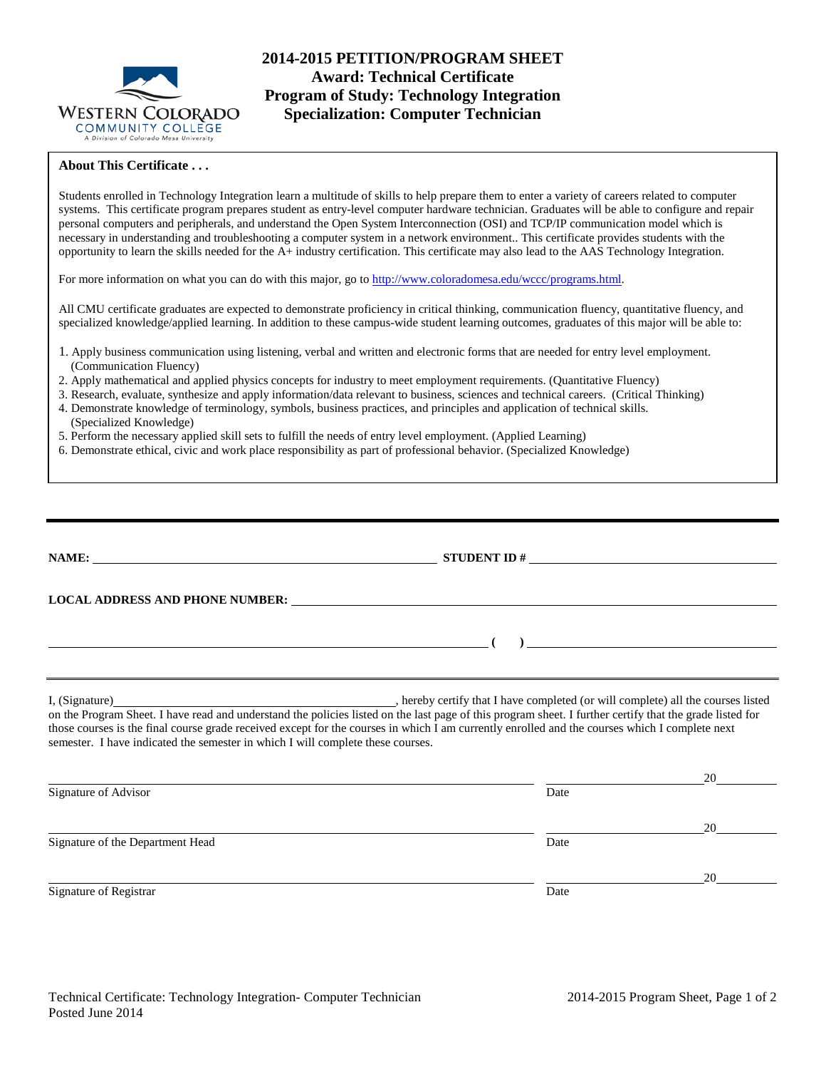# 2014-2015 PETITION/PROGRAM SHEET
## Award: Technical Certificate
## Program of Study: Technology Integration
## Specialization: Computer Technician

**About This Certificate . . .**

Students enrolled in Technology Integration learn a multitude of skills to help prepare them to enter a variety of careers related to computer systems. This certificate program prepares student as entry-level computer hardware technician. Graduates will be able to configure and repair personal computers and peripherals, and understand the Open System Interconnection (OSI) and TCP/IP communication model which is necessary in understanding and troubleshooting a computer system in a network environment.. This certificate provides students with the opportunity to learn the skills needed for the A+ industry certification. This certificate may also lead to the AAS Technology Integration.

For more information on what you can do with this major, go to http://www.coloradomesa.edu/wccc/programs.html.

All CMU certificate graduates are expected to demonstrate proficiency in critical thinking, communication fluency, quantitative fluency, and specialized knowledge/applied learning. In addition to these campus-wide student learning outcomes, graduates of this major will be able to:

1. Apply business communication using listening, verbal and written and electronic forms that are needed for entry level employment. (Communication Fluency)
2. Apply mathematical and applied physics concepts for industry to meet employment requirements. (Quantitative Fluency)
3. Research, evaluate, synthesize and apply information/data relevant to business, sciences and technical careers. (Critical Thinking)
4. Demonstrate knowledge of terminology, symbols, business practices, and principles and application of technical skills. (Specialized Knowledge)
5. Perform the necessary applied skill sets to fulfill the needs of entry level employment. (Applied Learning)
6. Demonstrate ethical, civic and work place responsibility as part of professional behavior. (Specialized Knowledge)

---

**NAME:** ________________________________ **STUDENT ID #** ________________________________

**LOCAL ADDRESS AND PHONE NUMBER:** ________________________________

________________________________ **( )** ________________________________

---

I, (Signature)________________________________, hereby certify that I have completed (or will complete) all the courses listed on the Program Sheet. I have read and understand the policies listed on the last page of this program sheet. I further certify that the grade listed for those courses is the final course grade received except for the courses in which I am currently enrolled and the courses which I complete next semester. I have indicated the semester in which I will complete these courses.

________________________________ ________________ 20________
Signature of Advisor Date

________________________________ ________________ 20________
Signature of the Department Head Date

________________________________ ________________ 20________
Signature of Registrar Date

Technical Certificate: Technology Integration- Computer Technician
Posted June 2014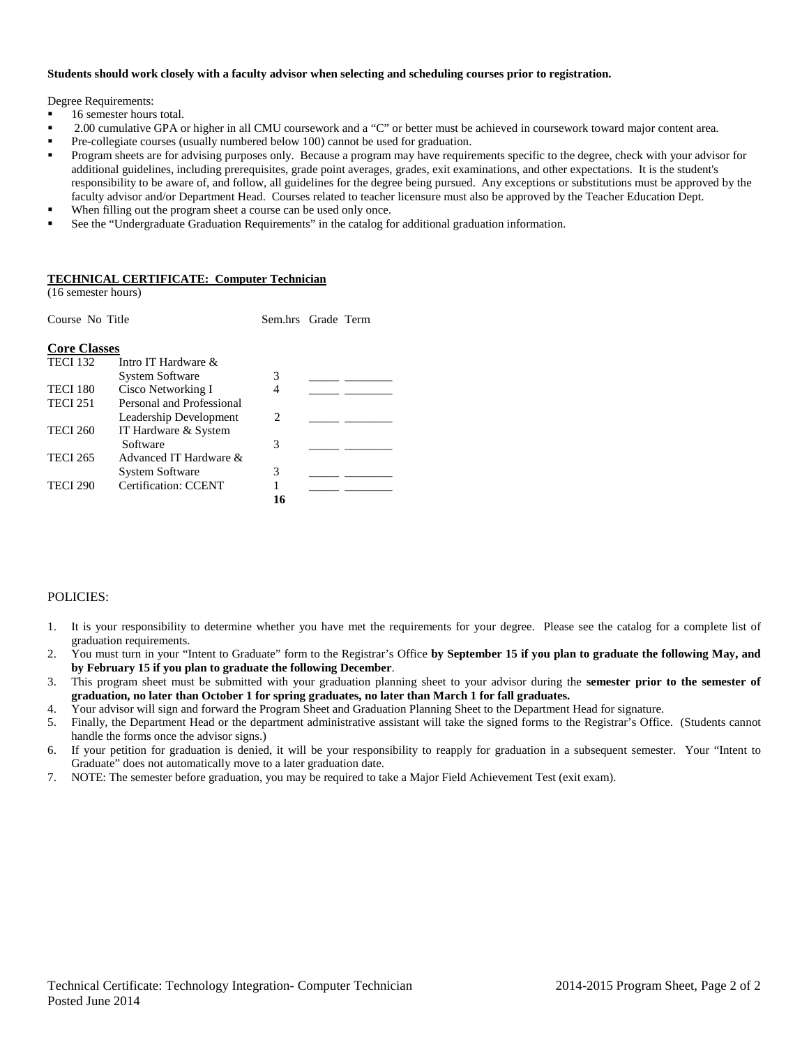**Students should work closely with a faculty advisor when selecting and scheduling courses prior to registration.**

Degree Requirements:

- 16 semester hours total.
- 2.00 cumulative GPA or higher in all CMU coursework and a "C" or better must be achieved in coursework toward major content area.
- Pre-collegiate courses (usually numbered below 100) cannot be used for graduation.
- Program sheets are for advising purposes only. Because a program may have requirements specific to the degree, check with your advisor for additional guidelines, including prerequisites, grade point averages, grades, exit examinations, and other expectations. It is the student's responsibility to be aware of, and follow, all guidelines for the degree being pursued. Any exceptions or substitutions must be approved by the faculty advisor and/or Department Head. Courses related to teacher licensure must also be approved by the Teacher Education Dept.
- When filling out the program sheet a course can be used only once.
- See the "Undergraduate Graduation Requirements" in the catalog for additional graduation information.

**TECHNICAL CERTIFICATE: Computer Technician**

(16 semester hours)

**Core Classes**

| Course No | Title | Sem.hrs | Grade | Term |
|---|---|---|---|---|
| TECI 132 | Intro IT Hardware & System Software | 3 | _____ | ________ |
| TECI 180 | Cisco Networking I | 4 | _____ | ________ |
| TECI 251 | Personal and Professional Leadership Development | 2 | _____ | ________ |
| TECI 260 | IT Hardware & System Software | 3 | _____ | ________ |
| TECI 265 | Advanced IT Hardware & System Software | 3 | _____ | ________ |
| TECI 290 | Certification: CCENT | 1 | _____ | ________ |
| | | **16** | | |

POLICIES:

1. It is your responsibility to determine whether you have met the requirements for your degree. Please see the catalog for a complete list of graduation requirements.
2. You must turn in your "Intent to Graduate" form to the Registrar's Office **by September 15 if you plan to graduate the following May, and by February 15 if you plan to graduate the following December**.
3. This program sheet must be submitted with your graduation planning sheet to your advisor during the **semester prior to the semester of graduation, no later than October 1 for spring graduates, no later than March 1 for fall graduates.**
4. Your advisor will sign and forward the Program Sheet and Graduation Planning Sheet to the Department Head for signature.
5. Finally, the Department Head or the department administrative assistant will take the signed forms to the Registrar's Office. (Students cannot handle the forms once the advisor signs.)
6. If your petition for graduation is denied, it will be your responsibility to reapply for graduation in a subsequent semester. Your "Intent to Graduate" does not automatically move to a later graduation date.
7. NOTE: The semester before graduation, you may be required to take a Major Field Achievement Test (exit exam).

Technical Certificate: Technology Integration- Computer Technician

Posted June 2014